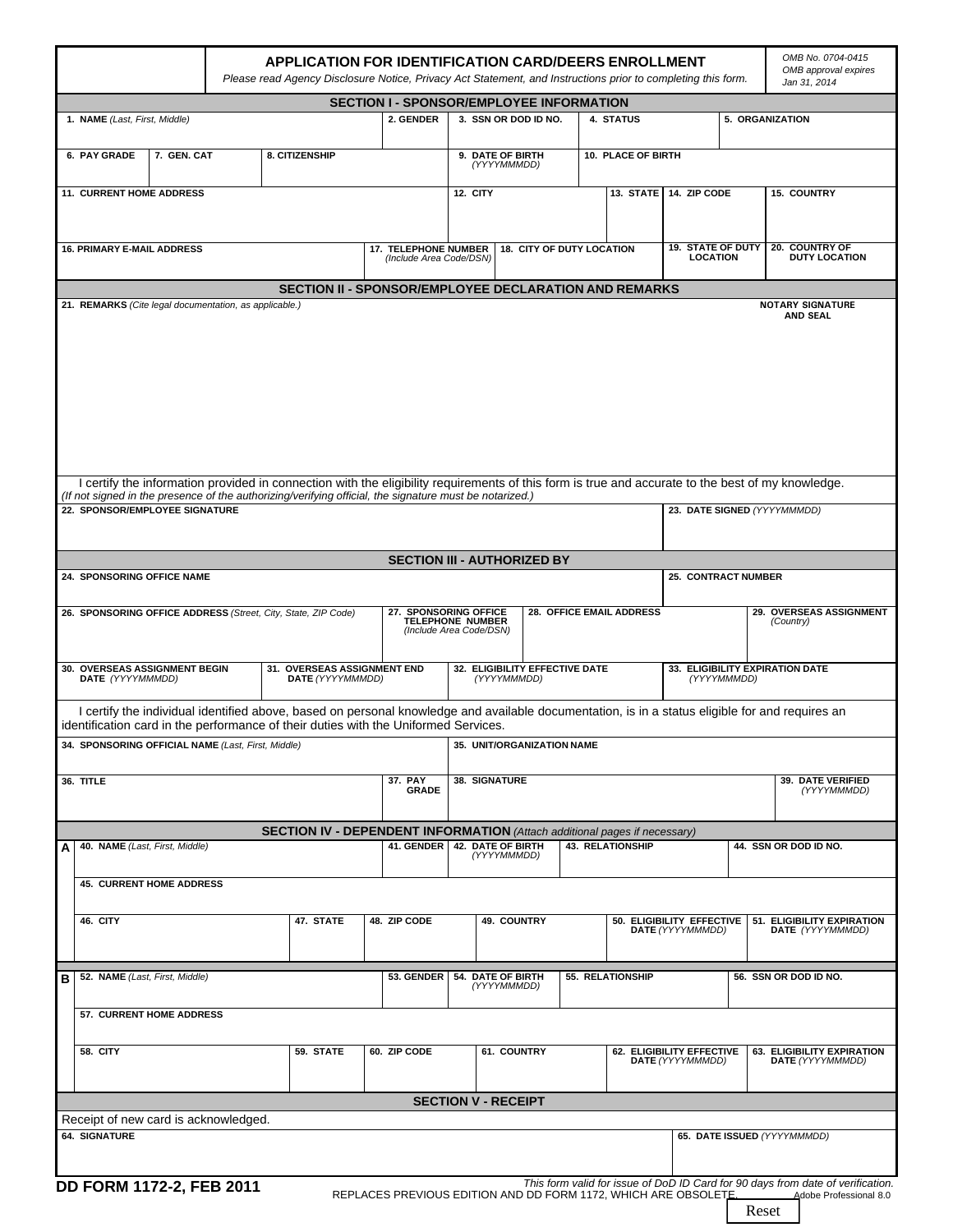# APPLICATION FOR IDENTIFICATION CARD/DEERS ENROLLMENT

*Please read Agency Disclosure Notice, Privacy Act Statement, and Instructions prior to completing this form.*

*OMB No. 0704-0415*
*OMB approval expires Jan 31, 2014*

## SECTION I - SPONSOR/EMPLOYEE INFORMATION

| 1. NAME *(Last, First, Middle)* | 2. GENDER | 3. SSN OR DOD ID NO. | 4. STATUS | 5. ORGANIZATION |
|---|---|---|---|---|
| | | | | |

| 6. PAY GRADE | 7. GEN. CAT | 8. CITIZENSHIP | 9. DATE OF BIRTH *(YYYYMMMDD)* | 10. PLACE OF BIRTH |
|---|---|---|---|---|
| | | | | |

| 11. CURRENT HOME ADDRESS | 12. CITY | 13. STATE | 14. ZIP CODE | 15. COUNTRY |
|---|---|---|---|---|
| | | | | |

| 16. PRIMARY E-MAIL ADDRESS | 17. TELEPHONE NUMBER *(Include Area Code/DSN)* | 18. CITY OF DUTY LOCATION | 19. STATE OF DUTY LOCATION | 20. COUNTRY OF DUTY LOCATION |
|---|---|---|---|---|
| | | | | |

## SECTION II - SPONSOR/EMPLOYEE DECLARATION AND REMARKS

**21. REMARKS** *(Cite legal documentation, as applicable.)*

**NOTARY SIGNATURE AND SEAL**

I certify the information provided in connection with the eligibility requirements of this form is true and accurate to the best of my knowledge. *(If not signed in the presence of the authorizing/verifying official, the signature must be notarized.)*

| 22. SPONSOR/EMPLOYEE SIGNATURE | 23. DATE SIGNED *(YYYYMMMDD)* |
|---|---|
| | |

## SECTION III - AUTHORIZED BY

| 24. SPONSORING OFFICE NAME | 25. CONTRACT NUMBER |
|---|---|
| | |

| 26. SPONSORING OFFICE ADDRESS *(Street, City, State, ZIP Code)* | 27. SPONSORING OFFICE TELEPHONE NUMBER *(Include Area Code/DSN)* | 28. OFFICE EMAIL ADDRESS | 29. OVERSEAS ASSIGNMENT *(Country)* |
|---|---|---|---|
| | | | |

| 30. OVERSEAS ASSIGNMENT BEGIN DATE *(YYYYMMMDD)* | 31. OVERSEAS ASSIGNMENT END DATE *(YYYYMMMDD)* | 32. ELIGIBILITY EFFECTIVE DATE *(YYYYMMMDD)* | 33. ELIGIBILITY EXPIRATION DATE *(YYYYMMMDD)* |
|---|---|---|---|
| | | | |

I certify the individual identified above, based on personal knowledge and available documentation, is in a status eligible for and requires an identification card in the performance of their duties with the Uniformed Services.

| 34. SPONSORING OFFICIAL NAME *(Last, First, Middle)* | 35. UNIT/ORGANIZATION NAME |
|---|---|
| | |

| 36. TITLE | 37. PAY GRADE | 38. SIGNATURE | 39. DATE VERIFIED *(YYYYMMMDD)* |
|---|---|---|---|
| | | | |

## SECTION IV - DEPENDENT INFORMATION *(Attach additional pages if necessary)*

**A**

| 40. NAME *(Last, First, Middle)* | 41. GENDER | 42. DATE OF BIRTH *(YYYYMMMDD)* | 43. RELATIONSHIP | 44. SSN OR DOD ID NO. |
|---|---|---|---|---|
| | | | | |

**45. CURRENT HOME ADDRESS**

| 46. CITY | 47. STATE | 48. ZIP CODE | 49. COUNTRY | 50. ELIGIBILITY EFFECTIVE DATE *(YYYYMMMDD)* | 51. ELIGIBILITY EXPIRATION DATE *(YYYYMMMDD)* |
|---|---|---|---|---|---|
| | | | | | |

**B**

| 52. NAME *(Last, First, Middle)* | 53. GENDER | 54. DATE OF BIRTH *(YYYYMMMDD)* | 55. RELATIONSHIP | 56. SSN OR DOD ID NO. |
|---|---|---|---|---|
| | | | | |

**57. CURRENT HOME ADDRESS**

| 58. CITY | 59. STATE | 60. ZIP CODE | 61. COUNTRY | 62. ELIGIBILITY EFFECTIVE DATE *(YYYYMMMDD)* | 63. ELIGIBILITY EXPIRATION DATE *(YYYYMMMDD)* |
|---|---|---|---|---|---|
| | | | | | |

## SECTION V - RECEIPT

Receipt of new card is acknowledged.

| 64. SIGNATURE | 65. DATE ISSUED *(YYYYMMMDD)* |
|---|---|
| | |

**DD FORM 1172-2, FEB 2011**

*This form valid for issue of DoD ID Card for 90 days from date of verification.*

REPLACES PREVIOUS EDITION AND DD FORM 1172, WHICH ARE OBSOLETE.

Adobe Professional 8.0

Reset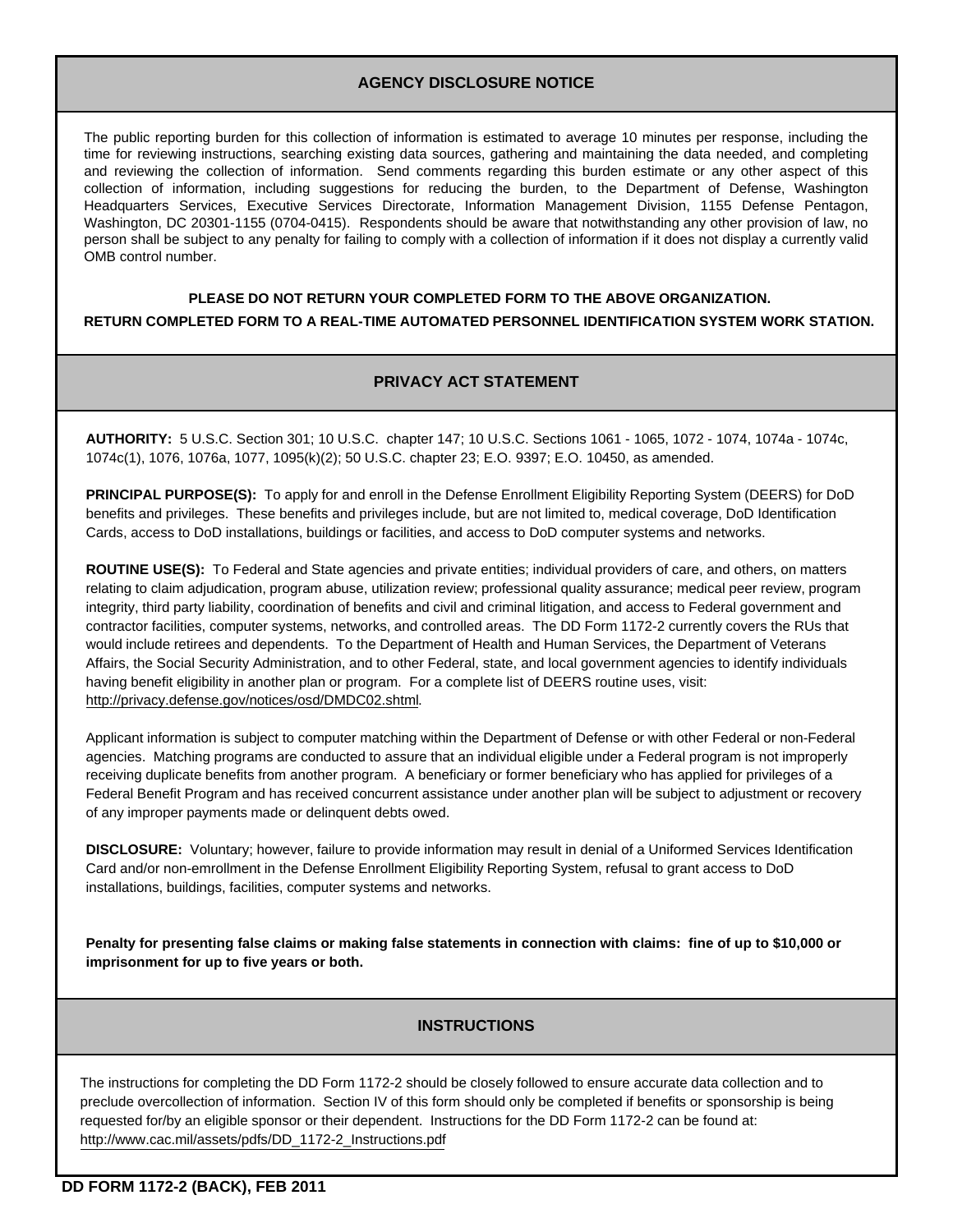## AGENCY DISCLOSURE NOTICE

The public reporting burden for this collection of information is estimated to average 10 minutes per response, including the time for reviewing instructions, searching existing data sources, gathering and maintaining the data needed, and completing and reviewing the collection of information. Send comments regarding this burden estimate or any other aspect of this collection of information, including suggestions for reducing the burden, to the Department of Defense, Washington Headquarters Services, Executive Services Directorate, Information Management Division, 1155 Defense Pentagon, Washington, DC 20301-1155 (0704-0415). Respondents should be aware that notwithstanding any other provision of law, no person shall be subject to any penalty for failing to comply with a collection of information if it does not display a currently valid OMB control number.

**PLEASE DO NOT RETURN YOUR COMPLETED FORM TO THE ABOVE ORGANIZATION.**

**RETURN COMPLETED FORM TO A REAL-TIME AUTOMATED PERSONNEL IDENTIFICATION SYSTEM WORK STATION.**

## PRIVACY ACT STATEMENT

**AUTHORITY:** 5 U.S.C. Section 301; 10 U.S.C. chapter 147; 10 U.S.C. Sections 1061 - 1065, 1072 - 1074, 1074a - 1074c, 1074c(1), 1076, 1076a, 1077, 1095(k)(2); 50 U.S.C. chapter 23; E.O. 9397; E.O. 10450, as amended.

**PRINCIPAL PURPOSE(S):** To apply for and enroll in the Defense Enrollment Eligibility Reporting System (DEERS) for DoD benefits and privileges. These benefits and privileges include, but are not limited to, medical coverage, DoD Identification Cards, access to DoD installations, buildings or facilities, and access to DoD computer systems and networks.

**ROUTINE USE(S):** To Federal and State agencies and private entities; individual providers of care, and others, on matters relating to claim adjudication, program abuse, utilization review; professional quality assurance; medical peer review, program integrity, third party liability, coordination of benefits and civil and criminal litigation, and access to Federal government and contractor facilities, computer systems, networks, and controlled areas. The DD Form 1172-2 currently covers the RUs that would include retirees and dependents. To the Department of Health and Human Services, the Department of Veterans Affairs, the Social Security Administration, and to other Federal, state, and local government agencies to identify individuals having benefit eligibility in another plan or program. For a complete list of DEERS routine uses, visit: http://privacy.defense.gov/notices/osd/DMDC02.shtml.

Applicant information is subject to computer matching within the Department of Defense or with other Federal or non-Federal agencies. Matching programs are conducted to assure that an individual eligible under a Federal program is not improperly receiving duplicate benefits from another program. A beneficiary or former beneficiary who has applied for privileges of a Federal Benefit Program and has received concurrent assistance under another plan will be subject to adjustment or recovery of any improper payments made or delinquent debts owed.

**DISCLOSURE:** Voluntary; however, failure to provide information may result in denial of a Uniformed Services Identification Card and/or non-emrollment in the Defense Enrollment Eligibility Reporting System, refusal to grant access to DoD installations, buildings, facilities, computer systems and networks.

**Penalty for presenting false claims or making false statements in connection with claims: fine of up to $10,000 or imprisonment for up to five years or both.**

## INSTRUCTIONS

The instructions for completing the DD Form 1172-2 should be closely followed to ensure accurate data collection and to preclude overcollection of information. Section IV of this form should only be completed if benefits or sponsorship is being requested for/by an eligible sponsor or their dependent. Instructions for the DD Form 1172-2 can be found at: http://www.cac.mil/assets/pdfs/DD_1172-2_Instructions.pdf

**DD FORM 1172-2 (BACK), FEB 2011**